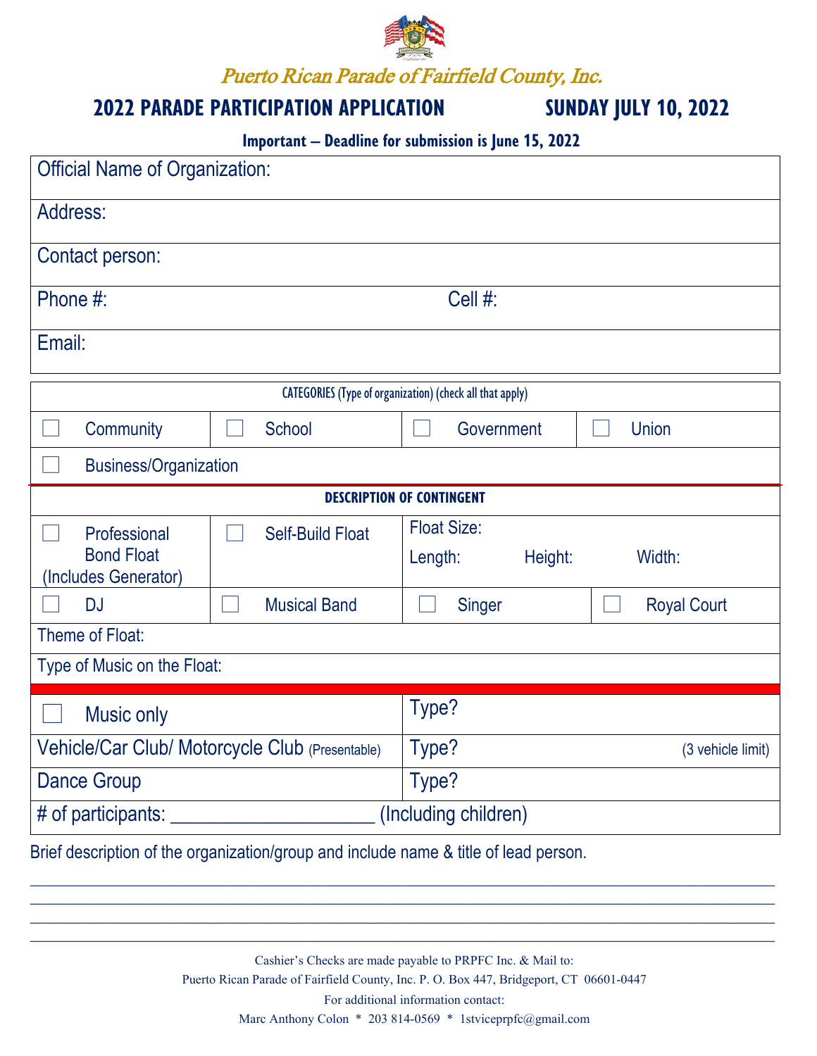*Puerto Rican Parade of Fairfield County, Inc.*

## 2022 PARADE PARTICIPATION APPLICATION SUNDAY JULY 10, 2022

**Important – Deadline for submission is June 15, 2022**

| Official Name of Organization: | |
|---|---|
| Address: | |
| Contact person: | |
| Phone #: | Cell #: |
| Email: | |

| CATEGORIES (Type of organization) (check all that apply) | | | |
|---|---|---|---|
| ☐ Community | ☐ School | ☐ Government | ☐ Union |
| ☐ Business/Organization | | | |

| DESCRIPTION OF CONTINGENT | | | |
|---|---|---|---|
| ☐ Professional Bond Float (Includes Generator) | ☐ Self-Build Float | Float Size: Length: Height: Width: | |
| ☐ DJ | ☐ Musical Band | ☐ Singer | ☐ Royal Court |
| Theme of Float: | | | |
| Type of Music on the Float: | | | |

| | |
|---|---|
| ☐ Music only | Type? |
| Vehicle/Car Club/ Motorcycle Club (Presentable) | Type? (3 vehicle limit) |
| Dance Group | Type? |
| # of participants: ____________________ (Including children) | |

Brief description of the organization/group and include name & title of lead person.

______________________________________________________________________________________
______________________________________________________________________________________
______________________________________________________________________________________
______________________________________________________________________________________

Cashier's Checks are made payable to PRPFC Inc. & Mail to:

Puerto Rican Parade of Fairfield County, Inc. P. O. Box 447, Bridgeport, CT 06601-0447

For additional information contact:

Marc Anthony Colon * 203 814-0569 * 1stviceprpfc@gmail.com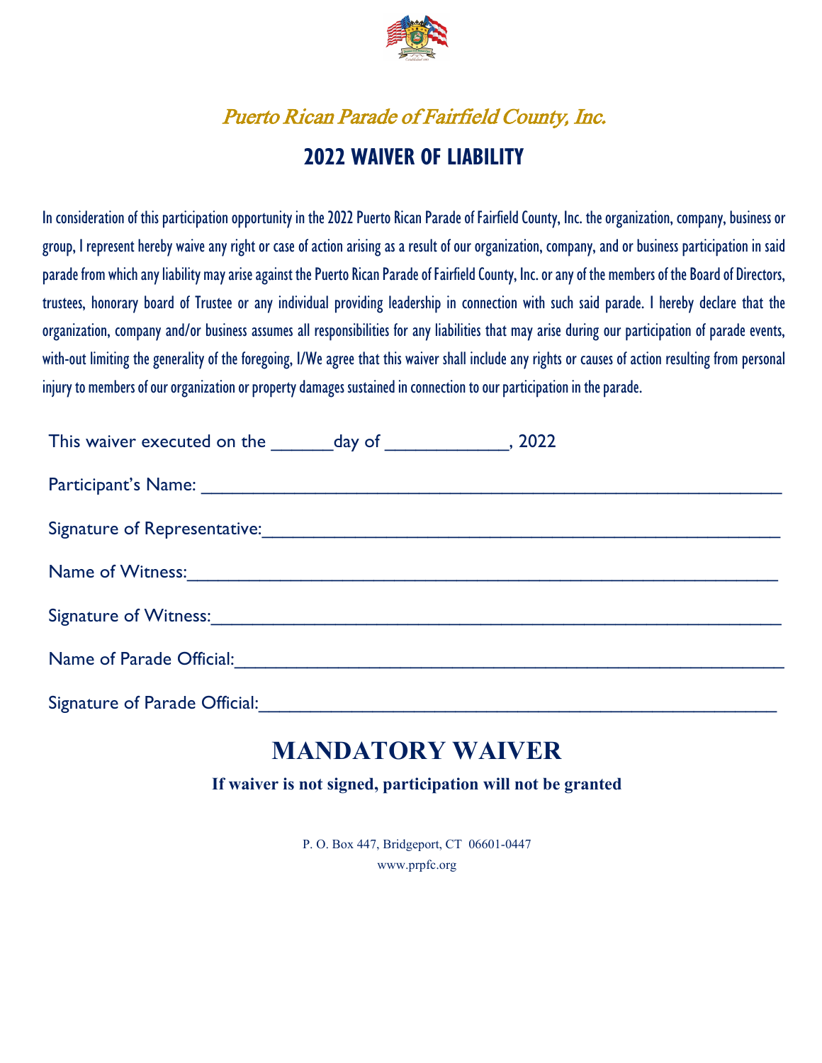*Puerto Rican Parade of Fairfield County, Inc.*

# 2022 WAIVER OF LIABILITY

In consideration of this participation opportunity in the 2022 Puerto Rican Parade of Fairfield County, Inc. the organization, company, business or group, I represent hereby waive any right or case of action arising as a result of our organization, company, and or business participation in said parade from which any liability may arise against the Puerto Rican Parade of Fairfield County, Inc. or any of the members of the Board of Directors, trustees, honorary board of Trustee or any individual providing leadership in connection with such said parade. I hereby declare that the organization, company and/or business assumes all responsibilities for any liabilities that may arise during our participation of parade events, with-out limiting the generality of the foregoing, I/We agree that this waiver shall include any rights or causes of action resulting from personal injury to members of our organization or property damages sustained in connection to our participation in the parade.

This waiver executed on the ______day of ____________, 2022

Participant's Name: ___________________________________________________________

Signature of Representative:______________________________________________________

Name of Witness:_______________________________________________________________

Signature of Witness:____________________________________________________________

Name of Parade Official:_________________________________________________________

Signature of Parade Official:_____________________________________________________

# MANDATORY WAIVER

**If waiver is not signed, participation will not be granted**

P. O. Box 447, Bridgeport, CT 06601-0447

www.prpfc.org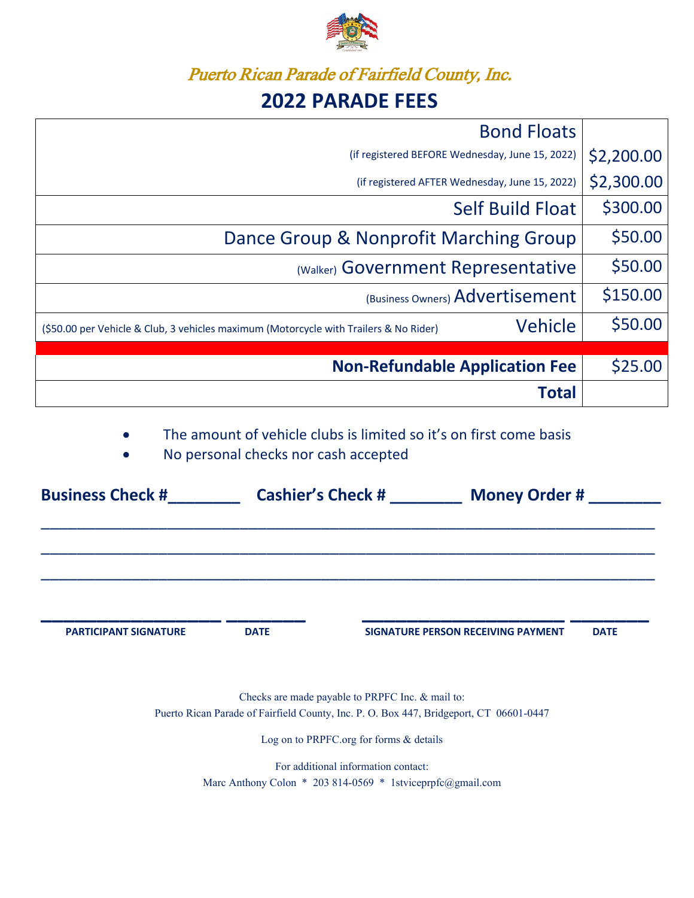*Puerto Rican Parade of Fairfield County, Inc.*

# 2022 PARADE FEES

| Item | Fee |
|---|---|
| Bond Floats | |
| (if registered BEFORE Wednesday, June 15, 2022) | $2,200.00 |
| (if registered AFTER Wednesday, June 15, 2022) | $2,300.00 |
| Self Build Float | $300.00 |
| Dance Group & Nonprofit Marching Group | $50.00 |
| (Walker) Government Representative | $50.00 |
| (Business Owners) Advertisement | $150.00 |
| ($50.00 per Vehicle & Club, 3 vehicles maximum (Motorcycle with Trailers & No Rider) Vehicle | $50.00 |
| **Non-Refundable Application Fee** | $25.00 |
| **Total** | |

- The amount of vehicle clubs is limited so it's on first come basis
- No personal checks nor cash accepted

**Business Check #________ Cashier's Check # ________ Money Order # ________**

_______________________________________________________________________________

_______________________________________________________________________________

_______________________________________________________________________________

**PARTICIPANT SIGNATURE** ________ **DATE** ________ **SIGNATURE PERSON RECEIVING PAYMENT** ________ **DATE** ________

Checks are made payable to PRPFC Inc. & mail to:
Puerto Rican Parade of Fairfield County, Inc. P. O. Box 447, Bridgeport, CT 06601-0447

Log on to PRPFC.org for forms & details

For additional information contact:
Marc Anthony Colon * 203 814-0569 * 1stviceprpfc@gmail.com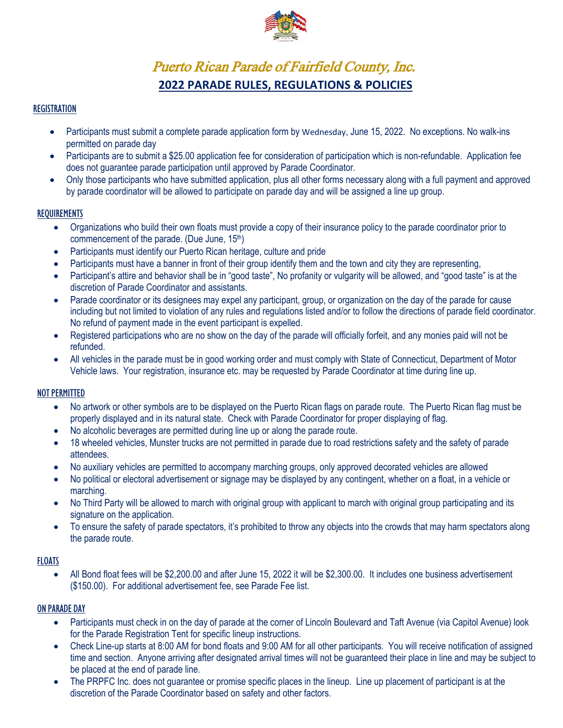# Puerto Rican Parade of Fairfield County, Inc.

## 2022 PARADE RULES, REGULATIONS & POLICIES

### REGISTRATION

- Participants must submit a complete parade application form by Wednesday, June 15, 2022. No exceptions. No walk-ins permitted on parade day
- Participants are to submit a $25.00 application fee for consideration of participation which is non-refundable. Application fee does not guarantee parade participation until approved by Parade Coordinator.
- Only those participants who have submitted application, plus all other forms necessary along with a full payment and approved by parade coordinator will be allowed to participate on parade day and will be assigned a line up group.

### REQUIREMENTS

- Organizations who build their own floats must provide a copy of their insurance policy to the parade coordinator prior to commencement of the parade. (Due June, 15th)
- Participants must identify our Puerto Rican heritage, culture and pride
- Participants must have a banner in front of their group identify them and the town and city they are representing,
- Participant's attire and behavior shall be in "good taste", No profanity or vulgarity will be allowed, and "good taste" is at the discretion of Parade Coordinator and assistants.
- Parade coordinator or its designees may expel any participant, group, or organization on the day of the parade for cause including but not limited to violation of any rules and regulations listed and/or to follow the directions of parade field coordinator. No refund of payment made in the event participant is expelled.
- Registered participations who are no show on the day of the parade will officially forfeit, and any monies paid will not be refunded.
- All vehicles in the parade must be in good working order and must comply with State of Connecticut, Department of Motor Vehicle laws. Your registration, insurance etc. may be requested by Parade Coordinator at time during line up.

### NOT PERMITTED

- No artwork or other symbols are to be displayed on the Puerto Rican flags on parade route. The Puerto Rican flag must be properly displayed and in its natural state. Check with Parade Coordinator for proper displaying of flag.
- No alcoholic beverages are permitted during line up or along the parade route.
- 18 wheeled vehicles, Munster trucks are not permitted in parade due to road restrictions safety and the safety of parade attendees.
- No auxiliary vehicles are permitted to accompany marching groups, only approved decorated vehicles are allowed
- No political or electoral advertisement or signage may be displayed by any contingent, whether on a float, in a vehicle or marching.
- No Third Party will be allowed to march with original group with applicant to march with original group participating and its signature on the application.
- To ensure the safety of parade spectators, it's prohibited to throw any objects into the crowds that may harm spectators along the parade route.

### FLOATS

- All Bond float fees will be $2,200.00 and after June 15, 2022 it will be $2,300.00. It includes one business advertisement ($150.00). For additional advertisement fee, see Parade Fee list.

### ON PARADE DAY

- Participants must check in on the day of parade at the corner of Lincoln Boulevard and Taft Avenue (via Capitol Avenue) look for the Parade Registration Tent for specific lineup instructions.
- Check Line-up starts at 8:00 AM for bond floats and 9:00 AM for all other participants. You will receive notification of assigned time and section. Anyone arriving after designated arrival times will not be guaranteed their place in line and may be subject to be placed at the end of parade line.
- The PRPFC Inc. does not guarantee or promise specific places in the lineup. Line up placement of participant is at the discretion of the Parade Coordinator based on safety and other factors.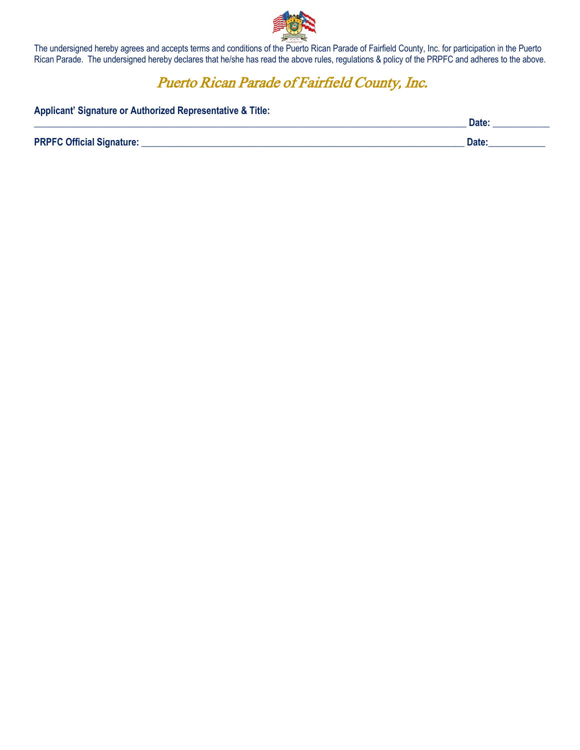The undersigned hereby agrees and accepts terms and conditions of the Puerto Rican Parade of Fairfield County, Inc. for participation in the Puerto Rican Parade. The undersigned hereby declares that he/she has read the above rules, regulations & policy of the PRPFC and adheres to the above.

## *Puerto Rican Parade of Fairfield County, Inc.*

**Applicant' Signature or Authorized Representative & Title:**

_______________________________________________________________________________ **Date:** ___________

**PRPFC Official Signature:** ___________________________________________________________ **Date:**___________